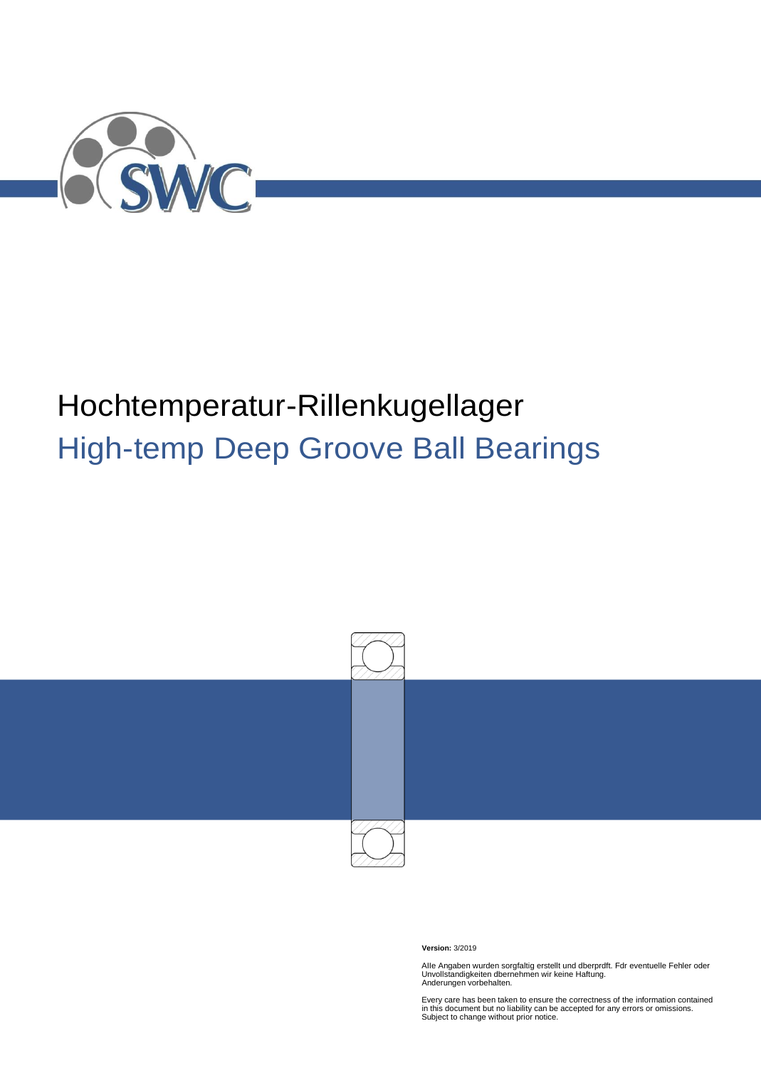# Hochtemperatur-Rillenkugellager

## High-temp Deep Groove Ball Bearings

**Version:** 3/2019

Alle Angaben wurden sorgfaltig erstellt und dberprdft. Fdr eventuelle Fehler oder Unvollstandigkeiten dbernehmen wir keine Haftung.
Anderungen vorbehalten.

Every care has been taken to ensure the correctness of the information contained in this document but no liability can be accepted for any errors or omissions.
Subject to change without prior notice.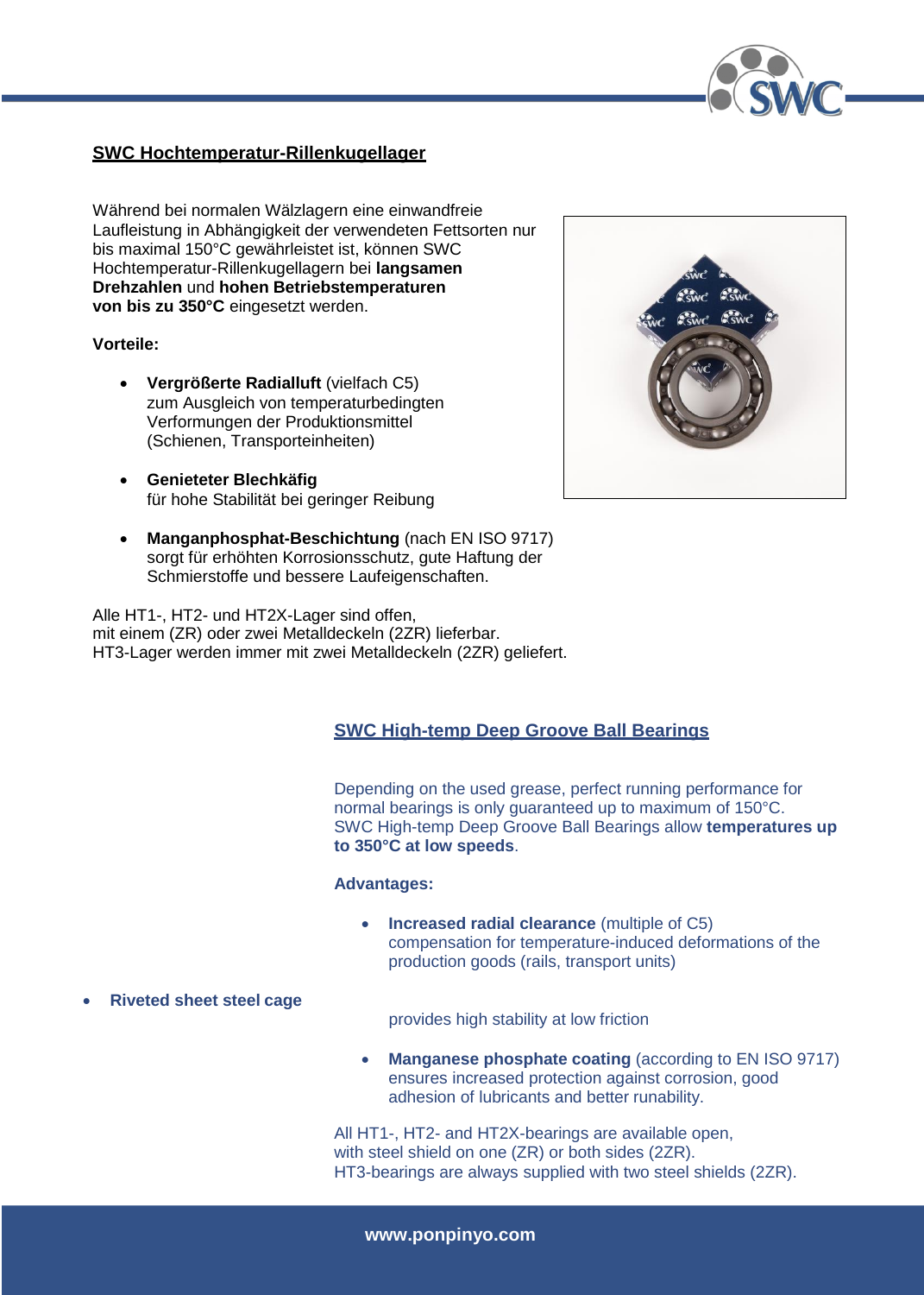## SWC Hochtemperatur-Rillenkugellager

Während bei normalen Wälzlagern eine einwandfreie Laufleistung in Abhängigkeit der verwendeten Fettsorten nur bis maximal 150°C gewährleistet ist, können SWC Hochtemperatur-Rillenkugellagern bei **langsamen Drehzahlen** und **hohen Betriebstemperaturen von bis zu 350°C** eingesetzt werden.

**Vorteile:**

- **Vergrößerte Radialluft** (vielfach C5) zum Ausgleich von temperaturbedingten Verformungen der Produktionsmittel (Schienen, Transporteinheiten)
- **Genieteter Blechkäfig** für hohe Stabilität bei geringer Reibung
- **Manganphosphat-Beschichtung** (nach EN ISO 9717) sorgt für erhöhten Korrosionsschutz, gute Haftung der Schmierstoffe und bessere Laufeigenschaften.

Alle HT1-, HT2- und HT2X-Lager sind offen, mit einem (ZR) oder zwei Metalldeckeln (2ZR) lieferbar. HT3-Lager werden immer mit zwei Metalldeckeln (2ZR) geliefert.

## SWC High-temp Deep Groove Ball Bearings

Depending on the used grease, perfect running performance for normal bearings is only guaranteed up to maximum of 150°C. SWC High-temp Deep Groove Ball Bearings allow **temperatures up to 350°C at low speeds**.

**Advantages:**

- **Increased radial clearance** (multiple of C5) compensation for temperature-induced deformations of the production goods (rails, transport units)
- **Riveted sheet steel cage** provides high stability at low friction
- **Manganese phosphate coating** (according to EN ISO 9717) ensures increased protection against corrosion, good adhesion of lubricants and better runability.

All HT1-, HT2- and HT2X-bearings are available open, with steel shield on one (ZR) or both sides (2ZR). HT3-bearings are always supplied with two steel shields (2ZR).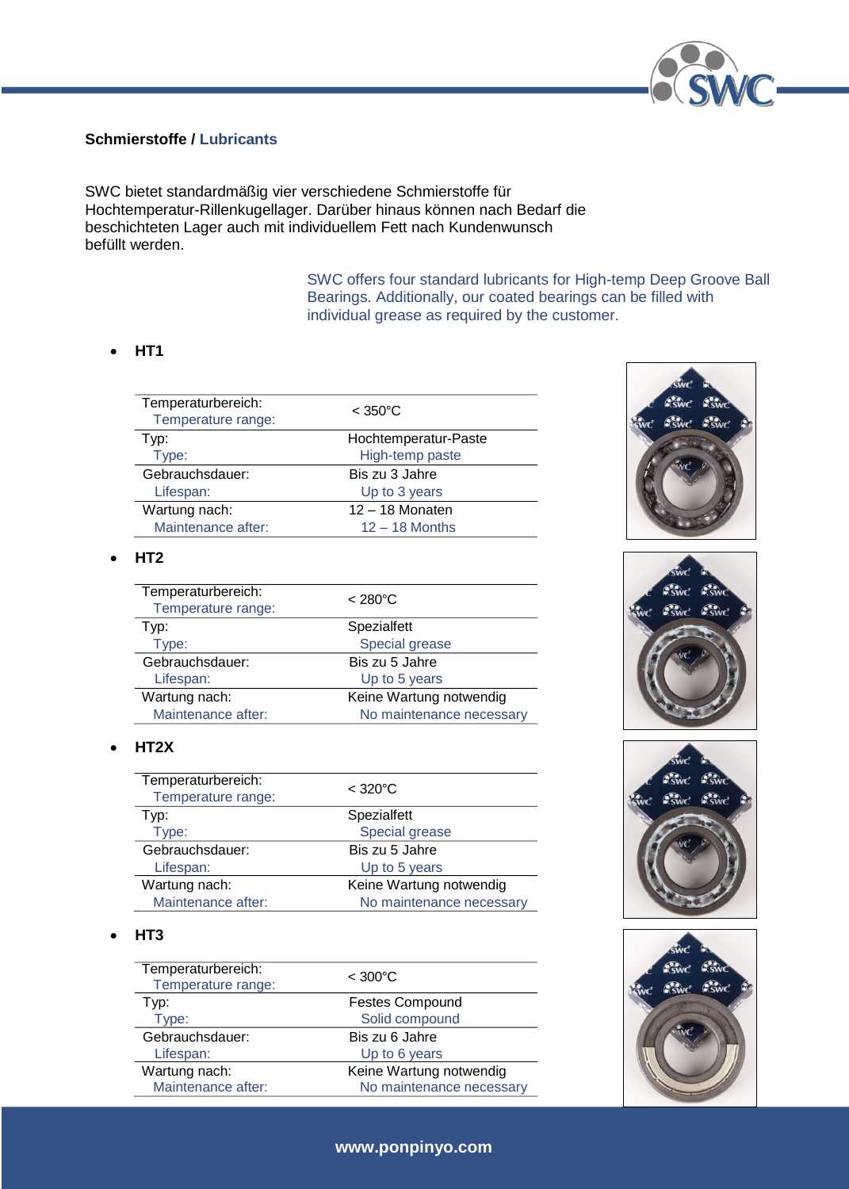## Schmierstoffe / Lubricants

SWC bietet standardmäßig vier verschiedene Schmierstoffe für Hochtemperatur-Rillenkugellager. Darüber hinaus können nach Bedarf die beschichteten Lager auch mit individuellem Fett nach Kundenwunsch befüllt werden.

SWC offers four standard lubricants for High-temp Deep Groove Ball Bearings. Additionally, our coated bearings can be filled with individual grease as required by the customer.

- **HT1**

| | |
|---|---|
| Temperaturbereich: Temperature range: | < 350°C |
| Typ: Type: | Hochtemperatur-Paste High-temp paste |
| Gebrauchsdauer: Lifespan: | Bis zu 3 Jahre Up to 3 years |
| Wartung nach: Maintenance after: | 12 – 18 Monaten 12 – 18 Months |

- **HT2**

| | |
|---|---|
| Temperaturbereich: Temperature range: | < 280°C |
| Typ: Type: | Spezialfett Special grease |
| Gebrauchsdauer: Lifespan: | Bis zu 5 Jahre Up to 5 years |
| Wartung nach: Maintenance after: | Keine Wartung notwendig No maintenance necessary |

- **HT2X**

| | |
|---|---|
| Temperaturbereich: Temperature range: | < 320°C |
| Typ: Type: | Spezialfett Special grease |
| Gebrauchsdauer: Lifespan: | Bis zu 5 Jahre Up to 5 years |
| Wartung nach: Maintenance after: | Keine Wartung notwendig No maintenance necessary |

- **HT3**

| | |
|---|---|
| Temperaturbereich: Temperature range: | < 300°C |
| Typ: Type: | Festes Compound Solid compound |
| Gebrauchsdauer: Lifespan: | Bis zu 6 Jahre Up to 6 years |
| Wartung nach: Maintenance after: | Keine Wartung notwendig No maintenance necessary |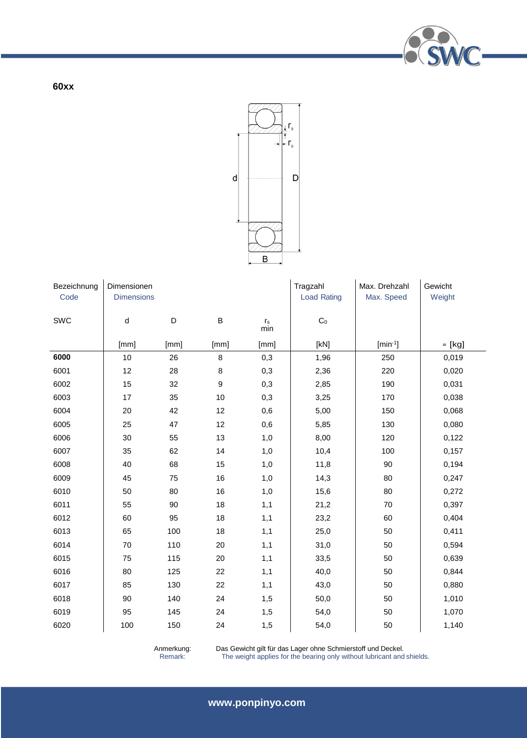# 60xx

| Bezeichnung<br>Code | Dimensionen<br>Dimensions | | | | Tragzahl<br>Load Rating | Max. Drehzahl<br>Max. Speed | Gewicht<br>Weight |
|---|---|---|---|---|---|---|---|
| SWC | d | D | B | $r_s$ min | $C_0$ | | |
| | [mm] | [mm] | [mm] | [mm] | [kN] | [min$^{-1}$] | ≈ [kg] |
| **6000** | 10 | 26 | 8 | 0,3 | 1,96 | 250 | 0,019 |
| 6001 | 12 | 28 | 8 | 0,3 | 2,36 | 220 | 0,020 |
| 6002 | 15 | 32 | 9 | 0,3 | 2,85 | 190 | 0,031 |
| 6003 | 17 | 35 | 10 | 0,3 | 3,25 | 170 | 0,038 |
| 6004 | 20 | 42 | 12 | 0,6 | 5,00 | 150 | 0,068 |
| 6005 | 25 | 47 | 12 | 0,6 | 5,85 | 130 | 0,080 |
| 6006 | 30 | 55 | 13 | 1,0 | 8,00 | 120 | 0,122 |
| 6007 | 35 | 62 | 14 | 1,0 | 10,4 | 100 | 0,157 |
| 6008 | 40 | 68 | 15 | 1,0 | 11,8 | 90 | 0,194 |
| 6009 | 45 | 75 | 16 | 1,0 | 14,3 | 80 | 0,247 |
| 6010 | 50 | 80 | 16 | 1,0 | 15,6 | 80 | 0,272 |
| 6011 | 55 | 90 | 18 | 1,1 | 21,2 | 70 | 0,397 |
| 6012 | 60 | 95 | 18 | 1,1 | 23,2 | 60 | 0,404 |
| 6013 | 65 | 100 | 18 | 1,1 | 25,0 | 50 | 0,411 |
| 6014 | 70 | 110 | 20 | 1,1 | 31,0 | 50 | 0,594 |
| 6015 | 75 | 115 | 20 | 1,1 | 33,5 | 50 | 0,639 |
| 6016 | 80 | 125 | 22 | 1,1 | 40,0 | 50 | 0,844 |
| 6017 | 85 | 130 | 22 | 1,1 | 43,0 | 50 | 0,880 |
| 6018 | 90 | 140 | 24 | 1,5 | 50,0 | 50 | 1,010 |
| 6019 | 95 | 145 | 24 | 1,5 | 54,0 | 50 | 1,070 |
| 6020 | 100 | 150 | 24 | 1,5 | 54,0 | 50 | 1,140 |

Anmerkung: Das Gewicht gilt für das Lager ohne Schmierstoff und Deckel.
Remark: The weight applies for the bearing only without lubricant and shields.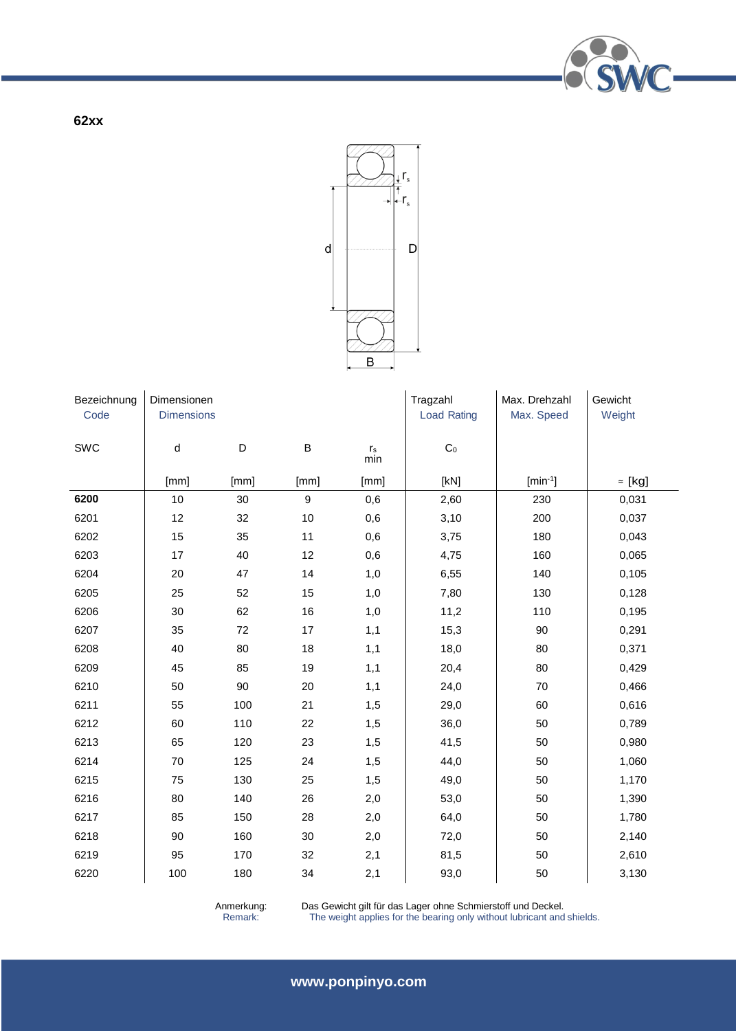**62xx**

| Bezeichnung<br>Code | Dimensionen<br>Dimensions | | | | Tragzahl<br>Load Rating | Max. Drehzahl<br>Max. Speed | Gewicht<br>Weight |
|---|---|---|---|---|---|---|---|
| SWC | d | D | B | $r_s$ min | $C_0$ | | |
| | [mm] | [mm] | [mm] | [mm] | [kN] | [$min^{-1}$] | ≈ [kg] |
| **6200** | 10 | 30 | 9 | 0,6 | 2,60 | 230 | 0,031 |
| 6201 | 12 | 32 | 10 | 0,6 | 3,10 | 200 | 0,037 |
| 6202 | 15 | 35 | 11 | 0,6 | 3,75 | 180 | 0,043 |
| 6203 | 17 | 40 | 12 | 0,6 | 4,75 | 160 | 0,065 |
| 6204 | 20 | 47 | 14 | 1,0 | 6,55 | 140 | 0,105 |
| 6205 | 25 | 52 | 15 | 1,0 | 7,80 | 130 | 0,128 |
| 6206 | 30 | 62 | 16 | 1,0 | 11,2 | 110 | 0,195 |
| 6207 | 35 | 72 | 17 | 1,1 | 15,3 | 90 | 0,291 |
| 6208 | 40 | 80 | 18 | 1,1 | 18,0 | 80 | 0,371 |
| 6209 | 45 | 85 | 19 | 1,1 | 20,4 | 80 | 0,429 |
| 6210 | 50 | 90 | 20 | 1,1 | 24,0 | 70 | 0,466 |
| 6211 | 55 | 100 | 21 | 1,5 | 29,0 | 60 | 0,616 |
| 6212 | 60 | 110 | 22 | 1,5 | 36,0 | 50 | 0,789 |
| 6213 | 65 | 120 | 23 | 1,5 | 41,5 | 50 | 0,980 |
| 6214 | 70 | 125 | 24 | 1,5 | 44,0 | 50 | 1,060 |
| 6215 | 75 | 130 | 25 | 1,5 | 49,0 | 50 | 1,170 |
| 6216 | 80 | 140 | 26 | 2,0 | 53,0 | 50 | 1,390 |
| 6217 | 85 | 150 | 28 | 2,0 | 64,0 | 50 | 1,780 |
| 6218 | 90 | 160 | 30 | 2,0 | 72,0 | 50 | 2,140 |
| 6219 | 95 | 170 | 32 | 2,1 | 81,5 | 50 | 2,610 |
| 6220 | 100 | 180 | 34 | 2,1 | 93,0 | 50 | 3,130 |

Anmerkung: Das Gewicht gilt für das Lager ohne Schmierstoff und Deckel.
Remark: The weight applies for the bearing only without lubricant and shields.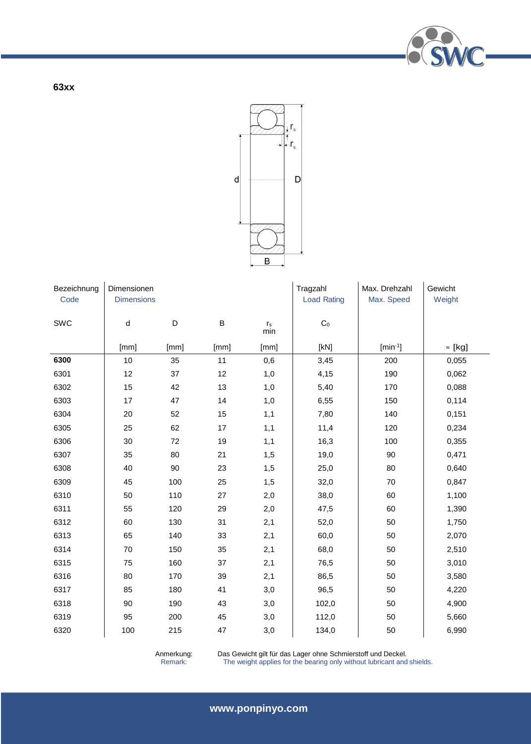**63xx**

d

D

B

$r_s$

$r_s$

| Bezeichnung<br>Code | Dimensionen<br>Dimensions | | | | Tragzahl<br>Load Rating | Max. Drehzahl<br>Max. Speed | Gewicht<br>Weight |
|---|---|---|---|---|---|---|---|
| SWC | d | D | B | $r_s$ min | $C_0$ | | |
| | [mm] | [mm] | [mm] | [mm] | [kN] | [min$^{-1}$] | ≈ [kg] |
| **6300** | 10 | 35 | 11 | 0,6 | 3,45 | 200 | 0,055 |
| 6301 | 12 | 37 | 12 | 1,0 | 4,15 | 190 | 0,062 |
| 6302 | 15 | 42 | 13 | 1,0 | 5,40 | 170 | 0,088 |
| 6303 | 17 | 47 | 14 | 1,0 | 6,55 | 150 | 0,114 |
| 6304 | 20 | 52 | 15 | 1,1 | 7,80 | 140 | 0,151 |
| 6305 | 25 | 62 | 17 | 1,1 | 11,4 | 120 | 0,234 |
| 6306 | 30 | 72 | 19 | 1,1 | 16,3 | 100 | 0,355 |
| 6307 | 35 | 80 | 21 | 1,5 | 19,0 | 90 | 0,471 |
| 6308 | 40 | 90 | 23 | 1,5 | 25,0 | 80 | 0,640 |
| 6309 | 45 | 100 | 25 | 1,5 | 32,0 | 70 | 0,847 |
| 6310 | 50 | 110 | 27 | 2,0 | 38,0 | 60 | 1,100 |
| 6311 | 55 | 120 | 29 | 2,0 | 47,5 | 60 | 1,390 |
| 6312 | 60 | 130 | 31 | 2,1 | 52,0 | 50 | 1,750 |
| 6313 | 65 | 140 | 33 | 2,1 | 60,0 | 50 | 2,070 |
| 6314 | 70 | 150 | 35 | 2,1 | 68,0 | 50 | 2,510 |
| 6315 | 75 | 160 | 37 | 2,1 | 76,5 | 50 | 3,010 |
| 6316 | 80 | 170 | 39 | 2,1 | 86,5 | 50 | 3,580 |
| 6317 | 85 | 180 | 41 | 3,0 | 96,5 | 50 | 4,220 |
| 6318 | 90 | 190 | 43 | 3,0 | 102,0 | 50 | 4,900 |
| 6319 | 95 | 200 | 45 | 3,0 | 112,0 | 50 | 5,660 |
| 6320 | 100 | 215 | 47 | 3,0 | 134,0 | 50 | 6,990 |

Anmerkung: Das Gewicht gilt für das Lager ohne Schmierstoff und Deckel.
Remark: The weight applies for the bearing only without lubricant and shields.